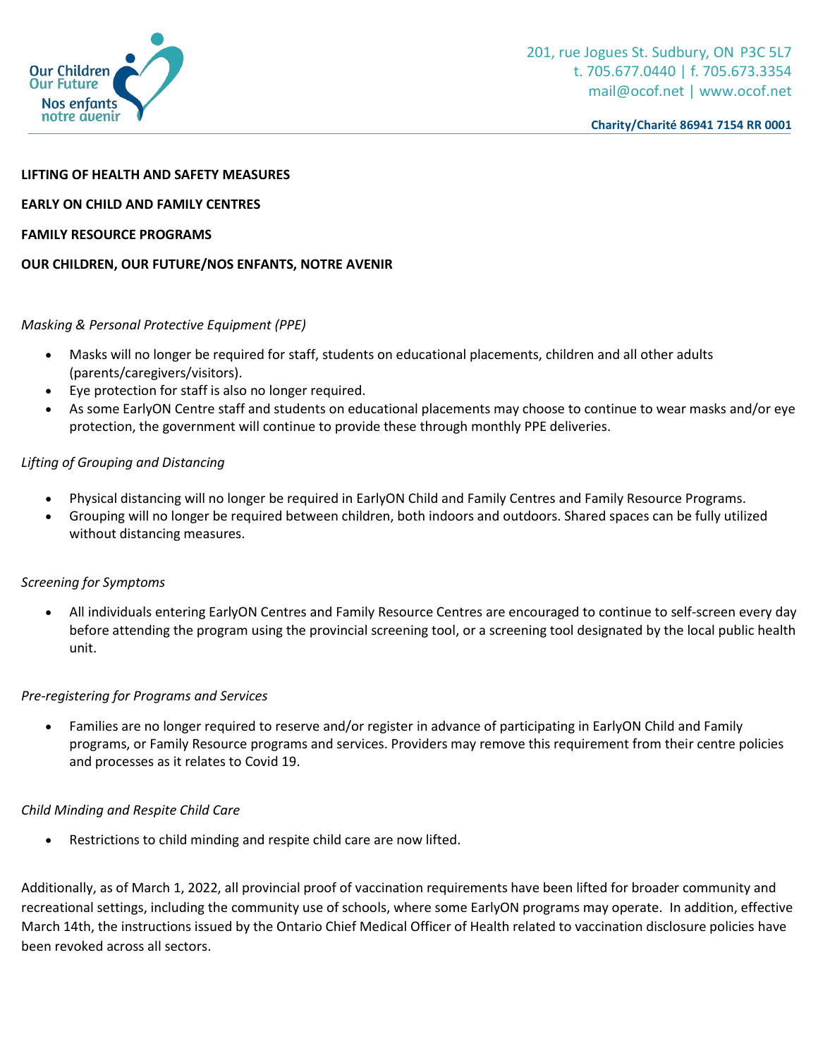Our Children Our Future
Nos enfants notre avenir

201, rue Jogues St. Sudbury, ON P3C 5L7
t. 705.677.0440 | f. 705.673.3354
mail@ocof.net | www.ocof.net

**Charity/Charité 86941 7154 RR 0001**

**LIFTING OF HEALTH AND SAFETY MEASURES**

**EARLY ON CHILD AND FAMILY CENTRES**

**FAMILY RESOURCE PROGRAMS**

**OUR CHILDREN, OUR FUTURE/NOS ENFANTS, NOTRE AVENIR**

*Masking & Personal Protective Equipment (PPE)*

- Masks will no longer be required for staff, students on educational placements, children and all other adults (parents/caregivers/visitors).
- Eye protection for staff is also no longer required.
- As some EarlyON Centre staff and students on educational placements may choose to continue to wear masks and/or eye protection, the government will continue to provide these through monthly PPE deliveries.

*Lifting of Grouping and Distancing*

- Physical distancing will no longer be required in EarlyON Child and Family Centres and Family Resource Programs.
- Grouping will no longer be required between children, both indoors and outdoors. Shared spaces can be fully utilized without distancing measures.

*Screening for Symptoms*

- All individuals entering EarlyON Centres and Family Resource Centres are encouraged to continue to self-screen every day before attending the program using the provincial screening tool, or a screening tool designated by the local public health unit.

*Pre-registering for Programs and Services*

- Families are no longer required to reserve and/or register in advance of participating in EarlyON Child and Family programs, or Family Resource programs and services. Providers may remove this requirement from their centre policies and processes as it relates to Covid 19.

*Child Minding and Respite Child Care*

- Restrictions to child minding and respite child care are now lifted.

Additionally, as of March 1, 2022, all provincial proof of vaccination requirements have been lifted for broader community and recreational settings, including the community use of schools, where some EarlyON programs may operate. In addition, effective March 14th, the instructions issued by the Ontario Chief Medical Officer of Health related to vaccination disclosure policies have been revoked across all sectors.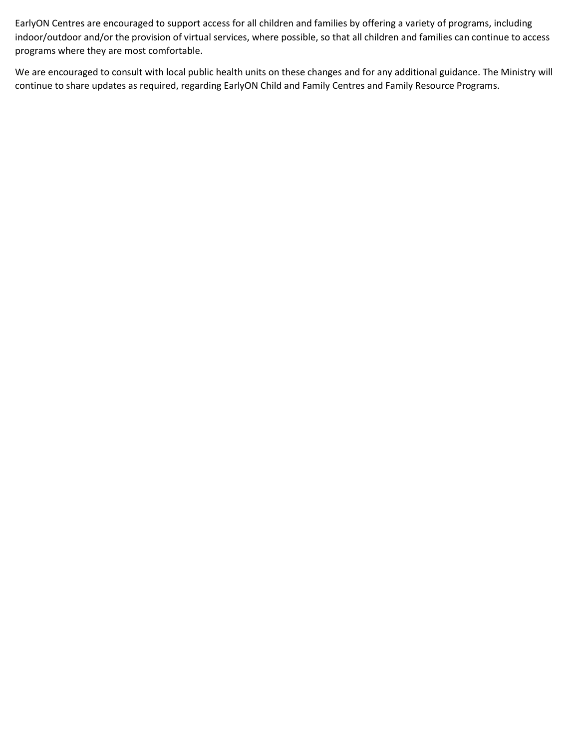EarlyON Centres are encouraged to support access for all children and families by offering a variety of programs, including indoor/outdoor and/or the provision of virtual services, where possible, so that all children and families can continue to access programs where they are most comfortable.

We are encouraged to consult with local public health units on these changes and for any additional guidance. The Ministry will continue to share updates as required, regarding EarlyON Child and Family Centres and Family Resource Programs.